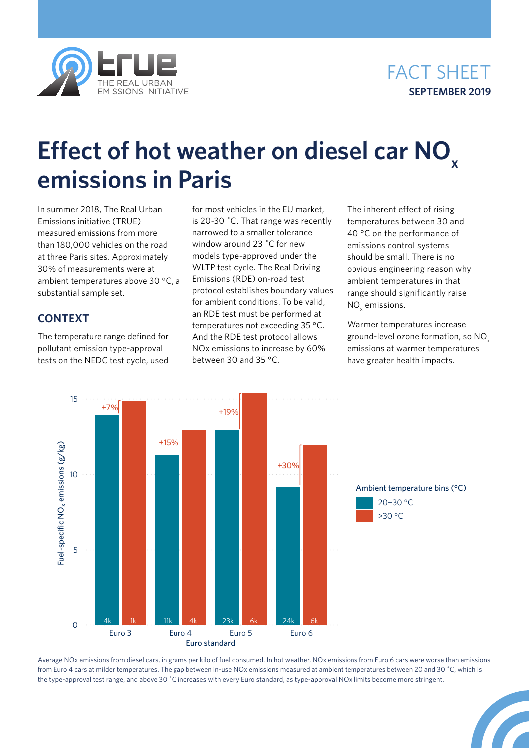FACT SHEET

**SEPTEMBER 2019**

# Effect of hot weather on diesel car $NO_x$ emissions in Paris

In summer 2018, The Real Urban Emissions initiative (TRUE) measured emissions from more than 180,000 vehicles on the road at three Paris sites. Approximately 30% of measurements were at ambient temperatures above 30 °C, a substantial sample set.

## CONTEXT

The temperature range defined for pollutant emission type-approval tests on the NEDC test cycle, used for most vehicles in the EU market, is 20-30 ˚C. That range was recently narrowed to a smaller tolerance window around 23 ˚C for new models type-approved under the WLTP test cycle. The Real Driving Emissions (RDE) on-road test protocol establishes boundary values for ambient conditions. To be valid, an RDE test must be performed at temperatures not exceeding 35 °C. And the RDE test protocol allows NOx emissions to increase by 60% between 30 and 35 °C.

The inherent effect of rising temperatures between 30 and 40 °C on the performance of emissions control systems should be small. There is no obvious engineering reason why ambient temperatures in that range should significantly raise $NO_x$ emissions.

Warmer temperatures increase ground-level ozone formation, so $NO_x$ emissions at warmer temperatures have greater health impacts.

| Euro standard | 20–30 °C (n) | >30 °C (n) | Increase |
| --- | --- | --- | --- |
| Euro 3 | 4k | 1k | +7% |
| Euro 4 | 11k | 4k | +15% |
| Euro 5 | 23k | 6k | +19% |
| Euro 6 | 24k | 6k | +30% |

Average NOx emissions from diesel cars, in grams per kilo of fuel consumed. In hot weather, NOx emissions from Euro 6 cars were worse than emissions from Euro 4 cars at milder temperatures. The gap between in-use NOx emissions measured at ambient temperatures between 20 and 30 ˚C, which is the type-approval test range, and above 30 ˚C increases with every Euro standard, as type-approval NOx limits become more stringent.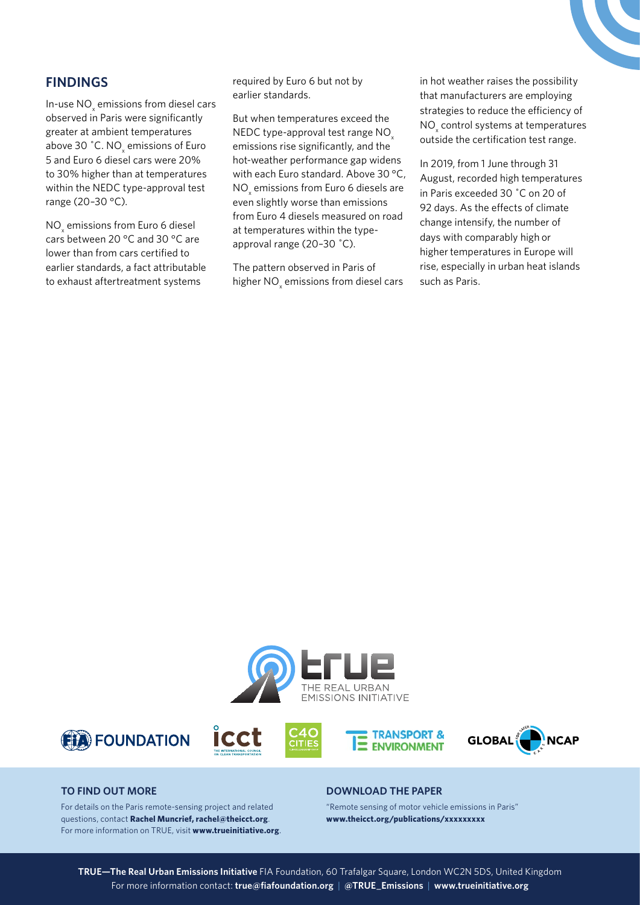## FINDINGS

In-use $NO_x$ emissions from diesel cars observed in Paris were significantly greater at ambient temperatures above 30 ˚C. $NO_x$ emissions of Euro 5 and Euro 6 diesel cars were 20% to 30% higher than at temperatures within the NEDC type-approval test range (20–30 °C).

$NO_x$ emissions from Euro 6 diesel cars between 20 °C and 30 °C are lower than from cars certified to earlier standards, a fact attributable to exhaust aftertreatment systems required by Euro 6 but not by earlier standards.

But when temperatures exceed the NEDC type-approval test range $NO_x$ emissions rise significantly, and the hot-weather performance gap widens with each Euro standard. Above 30 °C, $NO_x$ emissions from Euro 6 diesels are even slightly worse than emissions from Euro 4 diesels measured on road at temperatures within the type-approval range (20–30 ˚C).

The pattern observed in Paris of higher $NO_x$ emissions from diesel cars in hot weather raises the possibility that manufacturers are employing strategies to reduce the efficiency of $NO_x$ control systems at temperatures outside the certification test range.

In 2019, from 1 June through 31 August, recorded high temperatures in Paris exceeded 30 ˚C on 20 of 92 days. As the effects of climate change intensify, the number of days with comparably high or higher temperatures in Europe will rise, especially in urban heat islands such as Paris.

TRUE — THE REAL URBAN EMISSIONS INITIATIVE

FIA FOUNDATION | ICCT — THE INTERNATIONAL COUNCIL ON CLEAN TRANSPORTATION | C40 CITIES | TRANSPORT & ENVIRONMENT | GLOBAL NCAP

### TO FIND OUT MORE

For details on the Paris remote-sensing project and related questions, contact **Rachel Muncrief, rachel@theicct.org**. For more information on TRUE, visit **www.trueinitiative.org**.

### DOWNLOAD THE PAPER

"Remote sensing of motor vehicle emissions in Paris"
**www.theicct.org/publications/xxxxxxxxx**

**TRUE—The Real Urban Emissions Initiative** FIA Foundation, 60 Trafalgar Square, London WC2N 5DS, United Kingdom
For more information contact: **true@fiafoundation.org** | **@TRUE_Emissions** | **www.trueinitiative.org**